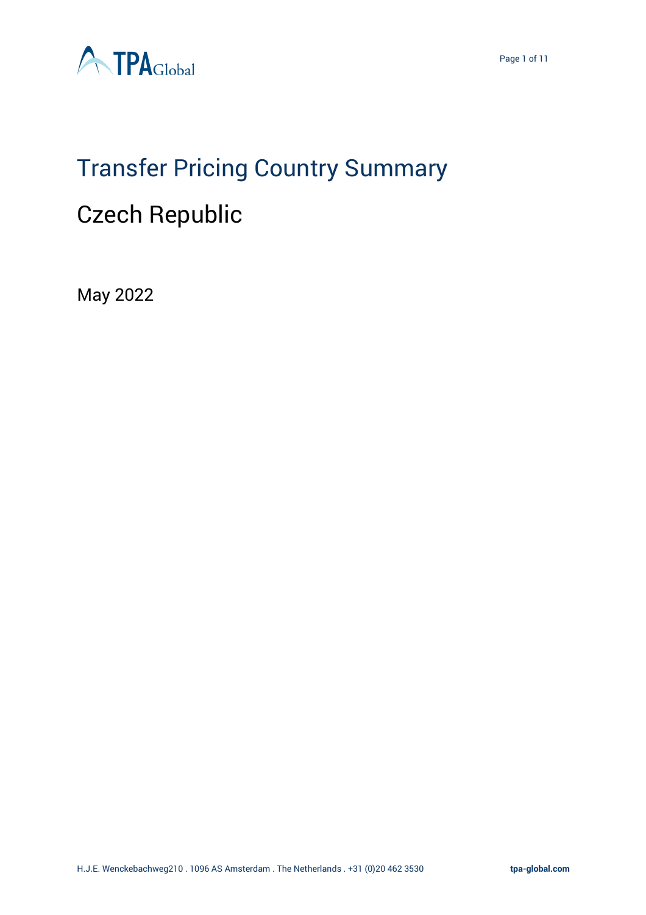# Transfer Pricing Country Summary

## Czech Republic

May 2022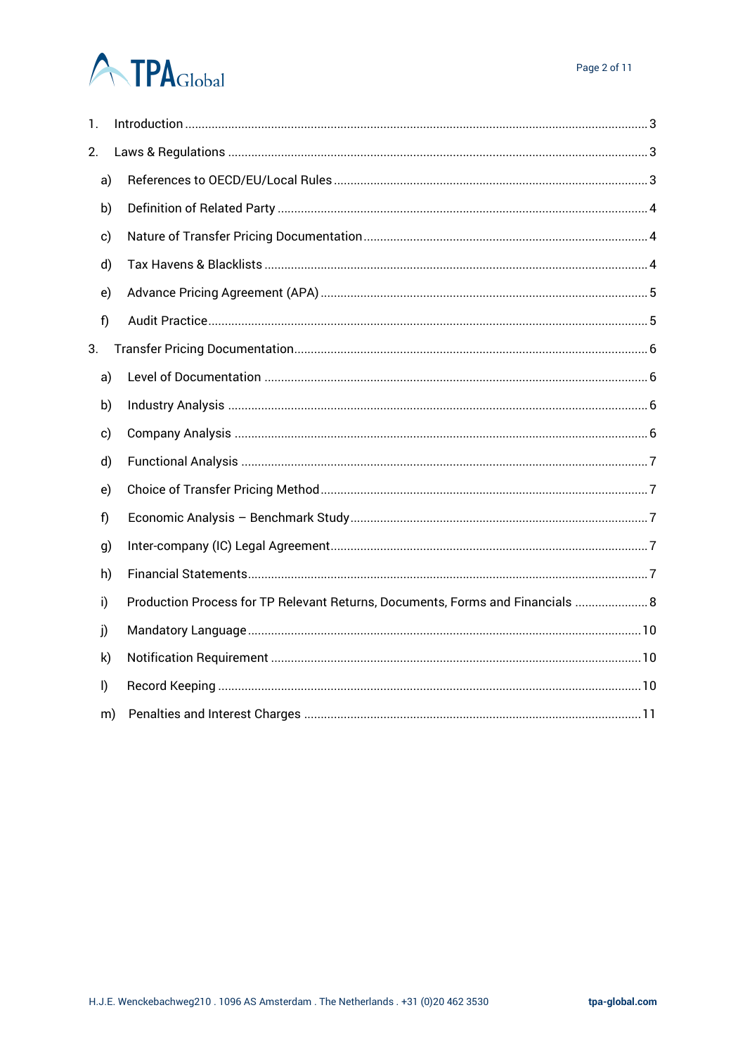1. Introduction ... 3
2. Laws & Regulations ... 3
   - a) References to OECD/EU/Local Rules ... 3
   - b) Definition of Related Party ... 4
   - c) Nature of Transfer Pricing Documentation ... 4
   - d) Tax Havens & Blacklists ... 4
   - e) Advance Pricing Agreement (APA) ... 5
   - f) Audit Practice ... 5
3. Transfer Pricing Documentation ... 6
   - a) Level of Documentation ... 6
   - b) Industry Analysis ... 6
   - c) Company Analysis ... 6
   - d) Functional Analysis ... 7
   - e) Choice of Transfer Pricing Method ... 7
   - f) Economic Analysis – Benchmark Study ... 7
   - g) Inter-company (IC) Legal Agreement ... 7
   - h) Financial Statements ... 7
   - i) Production Process for TP Relevant Returns, Documents, Forms and Financials ... 8
   - j) Mandatory Language ... 10
   - k) Notification Requirement ... 10
   - l) Record Keeping ... 10
   - m) Penalties and Interest Charges ... 11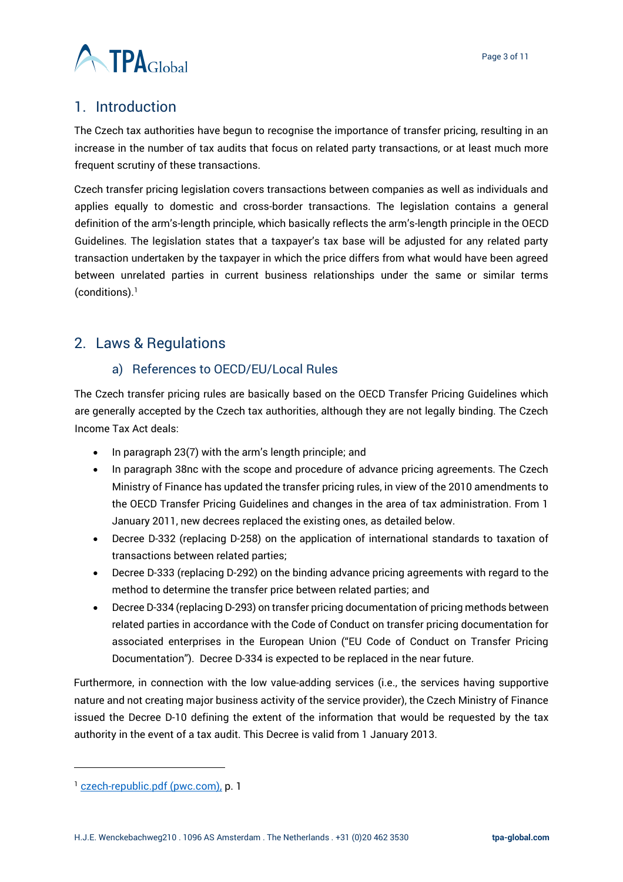## 1. Introduction

The Czech tax authorities have begun to recognise the importance of transfer pricing, resulting in an increase in the number of tax audits that focus on related party transactions, or at least much more frequent scrutiny of these transactions.

Czech transfer pricing legislation covers transactions between companies as well as individuals and applies equally to domestic and cross-border transactions. The legislation contains a general definition of the arm's-length principle, which basically reflects the arm's-length principle in the OECD Guidelines. The legislation states that a taxpayer's tax base will be adjusted for any related party transaction undertaken by the taxpayer in which the price differs from what would have been agreed between unrelated parties in current business relationships under the same or similar terms (conditions).[1]

## 2. Laws & Regulations

### a) References to OECD/EU/Local Rules

The Czech transfer pricing rules are basically based on the OECD Transfer Pricing Guidelines which are generally accepted by the Czech tax authorities, although they are not legally binding. The Czech Income Tax Act deals:

- In paragraph 23(7) with the arm's length principle; and
- In paragraph 38nc with the scope and procedure of advance pricing agreements. The Czech Ministry of Finance has updated the transfer pricing rules, in view of the 2010 amendments to the OECD Transfer Pricing Guidelines and changes in the area of tax administration. From 1 January 2011, new decrees replaced the existing ones, as detailed below.
- Decree D-332 (replacing D-258) on the application of international standards to taxation of transactions between related parties;
- Decree D-333 (replacing D-292) on the binding advance pricing agreements with regard to the method to determine the transfer price between related parties; and
- Decree D-334 (replacing D-293) on transfer pricing documentation of pricing methods between related parties in accordance with the Code of Conduct on transfer pricing documentation for associated enterprises in the European Union ("EU Code of Conduct on Transfer Pricing Documentation"). Decree D-334 is expected to be replaced in the near future.

Furthermore, in connection with the low value-adding services (i.e., the services having supportive nature and not creating major business activity of the service provider), the Czech Ministry of Finance issued the Decree D-10 defining the extent of the information that would be requested by the tax authority in the event of a tax audit. This Decree is valid from 1 January 2013.

---

[1] czech-republic.pdf (pwc.com), p. 1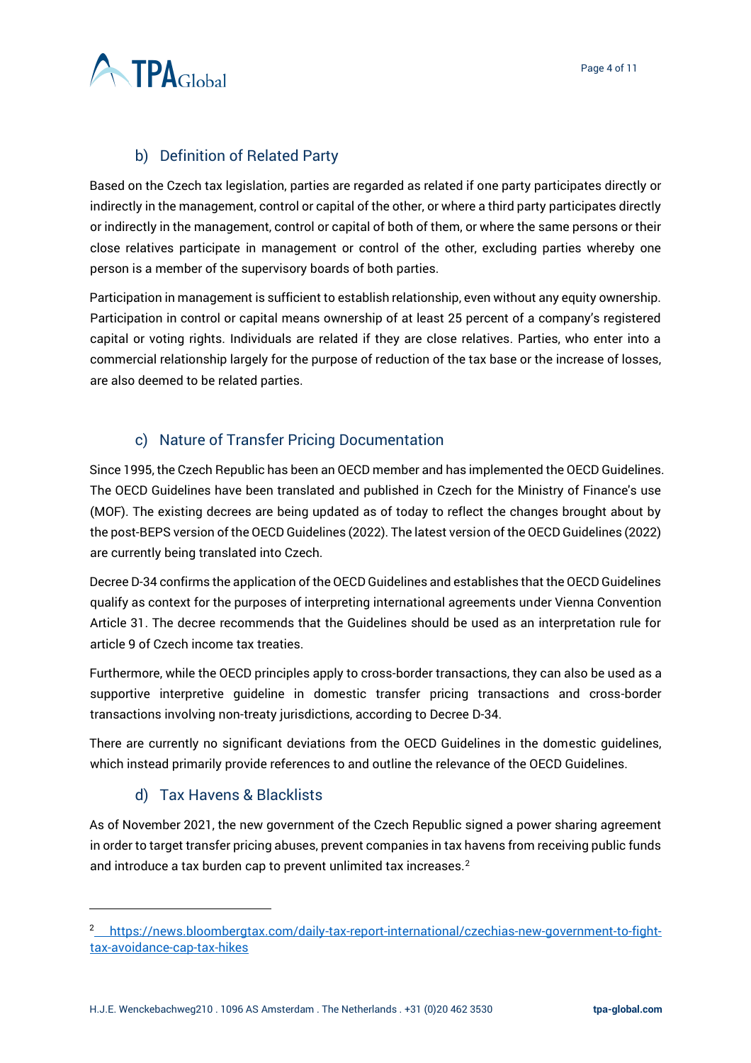### b) Definition of Related Party

Based on the Czech tax legislation, parties are regarded as related if one party participates directly or indirectly in the management, control or capital of the other, or where a third party participates directly or indirectly in the management, control or capital of both of them, or where the same persons or their close relatives participate in management or control of the other, excluding parties whereby one person is a member of the supervisory boards of both parties.

Participation in management is sufficient to establish relationship, even without any equity ownership. Participation in control or capital means ownership of at least 25 percent of a company's registered capital or voting rights. Individuals are related if they are close relatives. Parties, who enter into a commercial relationship largely for the purpose of reduction of the tax base or the increase of losses, are also deemed to be related parties.

### c) Nature of Transfer Pricing Documentation

Since 1995, the Czech Republic has been an OECD member and has implemented the OECD Guidelines. The OECD Guidelines have been translated and published in Czech for the Ministry of Finance's use (MOF). The existing decrees are being updated as of today to reflect the changes brought about by the post-BEPS version of the OECD Guidelines (2022). The latest version of the OECD Guidelines (2022) are currently being translated into Czech.

Decree D-34 confirms the application of the OECD Guidelines and establishes that the OECD Guidelines qualify as context for the purposes of interpreting international agreements under Vienna Convention Article 31. The decree recommends that the Guidelines should be used as an interpretation rule for article 9 of Czech income tax treaties.

Furthermore, while the OECD principles apply to cross-border transactions, they can also be used as a supportive interpretive guideline in domestic transfer pricing transactions and cross-border transactions involving non-treaty jurisdictions, according to Decree D-34.

There are currently no significant deviations from the OECD Guidelines in the domestic guidelines, which instead primarily provide references to and outline the relevance of the OECD Guidelines.

### d) Tax Havens & Blacklists

As of November 2021, the new government of the Czech Republic signed a power sharing agreement in order to target transfer pricing abuses, prevent companies in tax havens from receiving public funds and introduce a tax burden cap to prevent unlimited tax increases.[2]

---

[2] https://news.bloombergtax.com/daily-tax-report-international/czechias-new-government-to-fight-tax-avoidance-cap-tax-hikes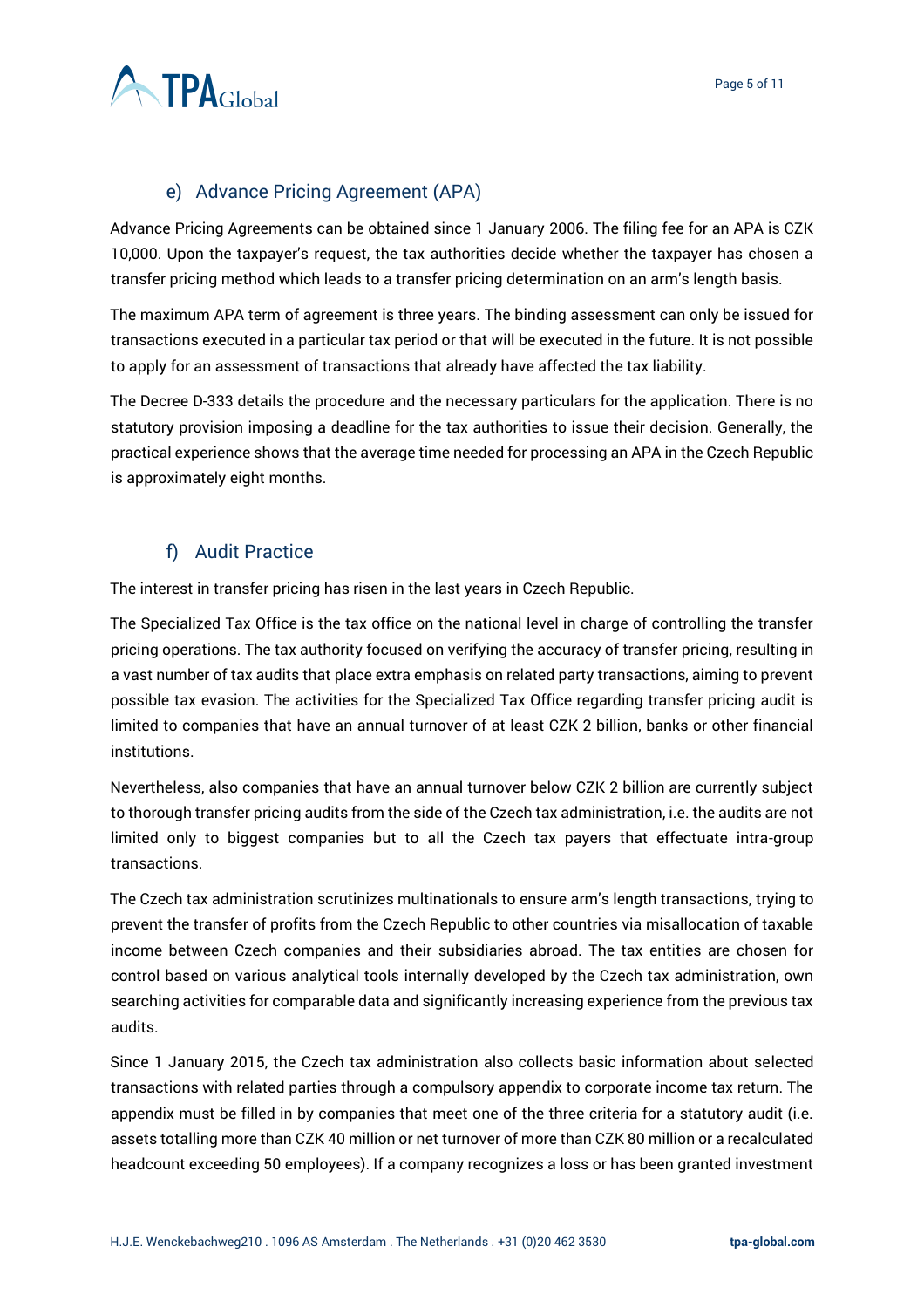### e) Advance Pricing Agreement (APA)

Advance Pricing Agreements can be obtained since 1 January 2006. The filing fee for an APA is CZK 10,000. Upon the taxpayer's request, the tax authorities decide whether the taxpayer has chosen a transfer pricing method which leads to a transfer pricing determination on an arm's length basis.

The maximum APA term of agreement is three years. The binding assessment can only be issued for transactions executed in a particular tax period or that will be executed in the future. It is not possible to apply for an assessment of transactions that already have affected the tax liability.

The Decree D-333 details the procedure and the necessary particulars for the application. There is no statutory provision imposing a deadline for the tax authorities to issue their decision. Generally, the practical experience shows that the average time needed for processing an APA in the Czech Republic is approximately eight months.

### f) Audit Practice

The interest in transfer pricing has risen in the last years in Czech Republic.

The Specialized Tax Office is the tax office on the national level in charge of controlling the transfer pricing operations. The tax authority focused on verifying the accuracy of transfer pricing, resulting in a vast number of tax audits that place extra emphasis on related party transactions, aiming to prevent possible tax evasion. The activities for the Specialized Tax Office regarding transfer pricing audit is limited to companies that have an annual turnover of at least CZK 2 billion, banks or other financial institutions.

Nevertheless, also companies that have an annual turnover below CZK 2 billion are currently subject to thorough transfer pricing audits from the side of the Czech tax administration, i.e. the audits are not limited only to biggest companies but to all the Czech tax payers that effectuate intra-group transactions.

The Czech tax administration scrutinizes multinationals to ensure arm's length transactions, trying to prevent the transfer of profits from the Czech Republic to other countries via misallocation of taxable income between Czech companies and their subsidiaries abroad. The tax entities are chosen for control based on various analytical tools internally developed by the Czech tax administration, own searching activities for comparable data and significantly increasing experience from the previous tax audits.

Since 1 January 2015, the Czech tax administration also collects basic information about selected transactions with related parties through a compulsory appendix to corporate income tax return. The appendix must be filled in by companies that meet one of the three criteria for a statutory audit (i.e. assets totalling more than CZK 40 million or net turnover of more than CZK 80 million or a recalculated headcount exceeding 50 employees). If a company recognizes a loss or has been granted investment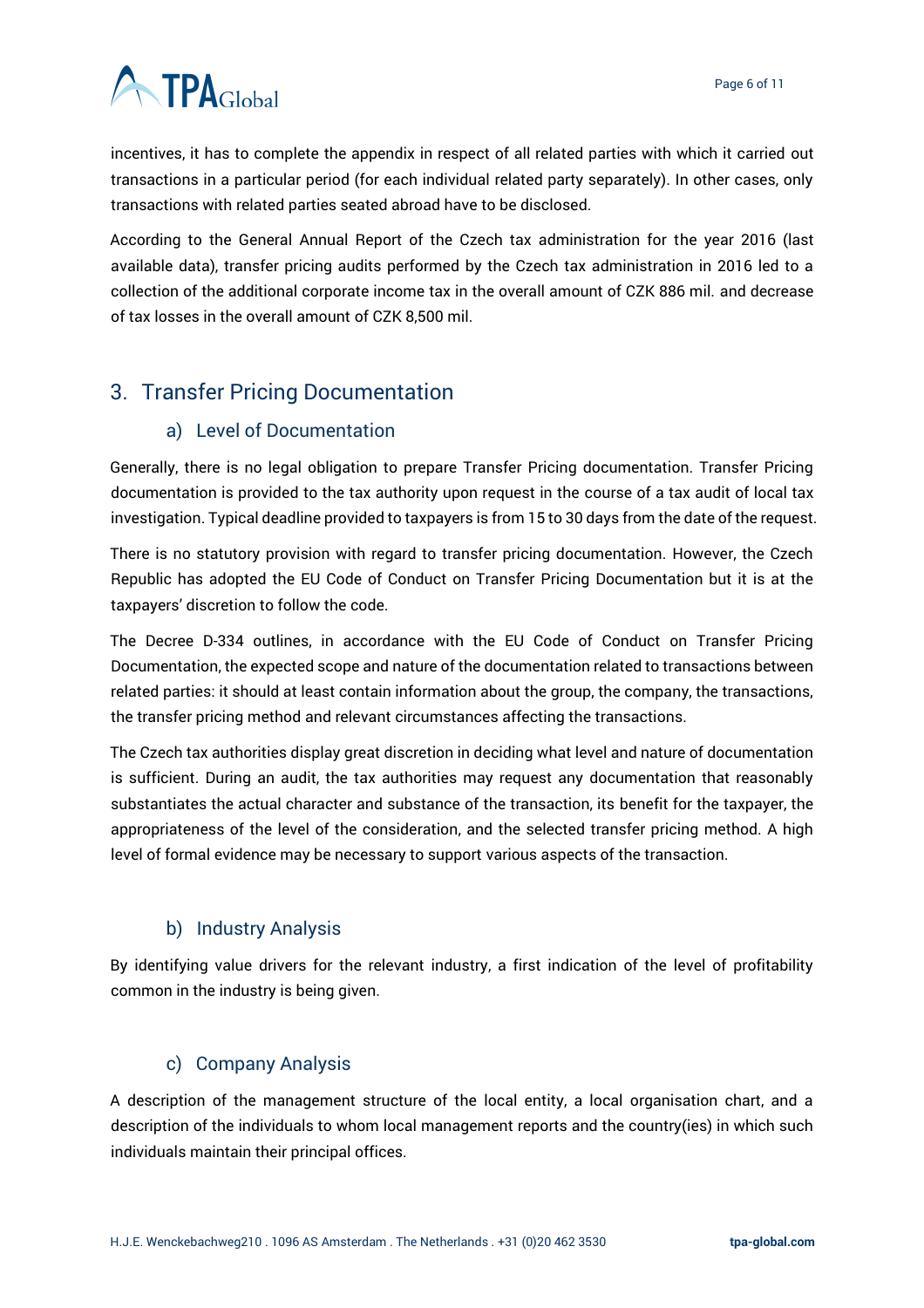incentives, it has to complete the appendix in respect of all related parties with which it carried out transactions in a particular period (for each individual related party separately). In other cases, only transactions with related parties seated abroad have to be disclosed.

According to the General Annual Report of the Czech tax administration for the year 2016 (last available data), transfer pricing audits performed by the Czech tax administration in 2016 led to a collection of the additional corporate income tax in the overall amount of CZK 886 mil. and decrease of tax losses in the overall amount of CZK 8,500 mil.

## 3. Transfer Pricing Documentation

### a) Level of Documentation

Generally, there is no legal obligation to prepare Transfer Pricing documentation. Transfer Pricing documentation is provided to the tax authority upon request in the course of a tax audit of local tax investigation. Typical deadline provided to taxpayers is from 15 to 30 days from the date of the request.

There is no statutory provision with regard to transfer pricing documentation. However, the Czech Republic has adopted the EU Code of Conduct on Transfer Pricing Documentation but it is at the taxpayers' discretion to follow the code.

The Decree D-334 outlines, in accordance with the EU Code of Conduct on Transfer Pricing Documentation, the expected scope and nature of the documentation related to transactions between related parties: it should at least contain information about the group, the company, the transactions, the transfer pricing method and relevant circumstances affecting the transactions.

The Czech tax authorities display great discretion in deciding what level and nature of documentation is sufficient. During an audit, the tax authorities may request any documentation that reasonably substantiates the actual character and substance of the transaction, its benefit for the taxpayer, the appropriateness of the level of the consideration, and the selected transfer pricing method. A high level of formal evidence may be necessary to support various aspects of the transaction.

### b) Industry Analysis

By identifying value drivers for the relevant industry, a first indication of the level of profitability common in the industry is being given.

### c) Company Analysis

A description of the management structure of the local entity, a local organisation chart, and a description of the individuals to whom local management reports and the country(ies) in which such individuals maintain their principal offices.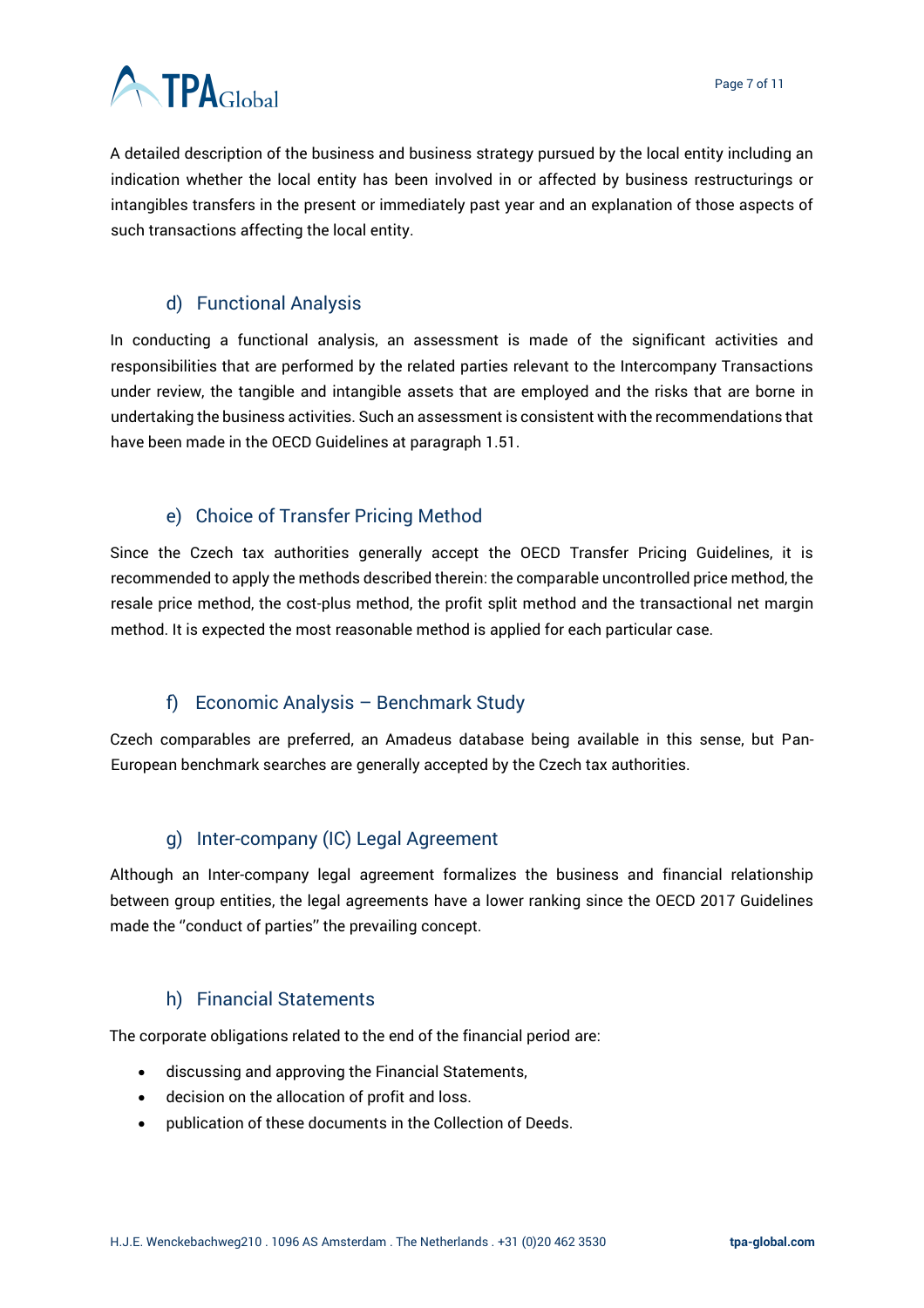A detailed description of the business and business strategy pursued by the local entity including an indication whether the local entity has been involved in or affected by business restructurings or intangibles transfers in the present or immediately past year and an explanation of those aspects of such transactions affecting the local entity.

### d) Functional Analysis

In conducting a functional analysis, an assessment is made of the significant activities and responsibilities that are performed by the related parties relevant to the Intercompany Transactions under review, the tangible and intangible assets that are employed and the risks that are borne in undertaking the business activities. Such an assessment is consistent with the recommendations that have been made in the OECD Guidelines at paragraph 1.51.

### e) Choice of Transfer Pricing Method

Since the Czech tax authorities generally accept the OECD Transfer Pricing Guidelines, it is recommended to apply the methods described therein: the comparable uncontrolled price method, the resale price method, the cost-plus method, the profit split method and the transactional net margin method. It is expected the most reasonable method is applied for each particular case.

### f) Economic Analysis – Benchmark Study

Czech comparables are preferred, an Amadeus database being available in this sense, but Pan-European benchmark searches are generally accepted by the Czech tax authorities.

### g) Inter-company (IC) Legal Agreement

Although an Inter-company legal agreement formalizes the business and financial relationship between group entities, the legal agreements have a lower ranking since the OECD 2017 Guidelines made the ''conduct of parties'' the prevailing concept.

### h) Financial Statements

The corporate obligations related to the end of the financial period are:

- discussing and approving the Financial Statements,
- decision on the allocation of profit and loss.
- publication of these documents in the Collection of Deeds.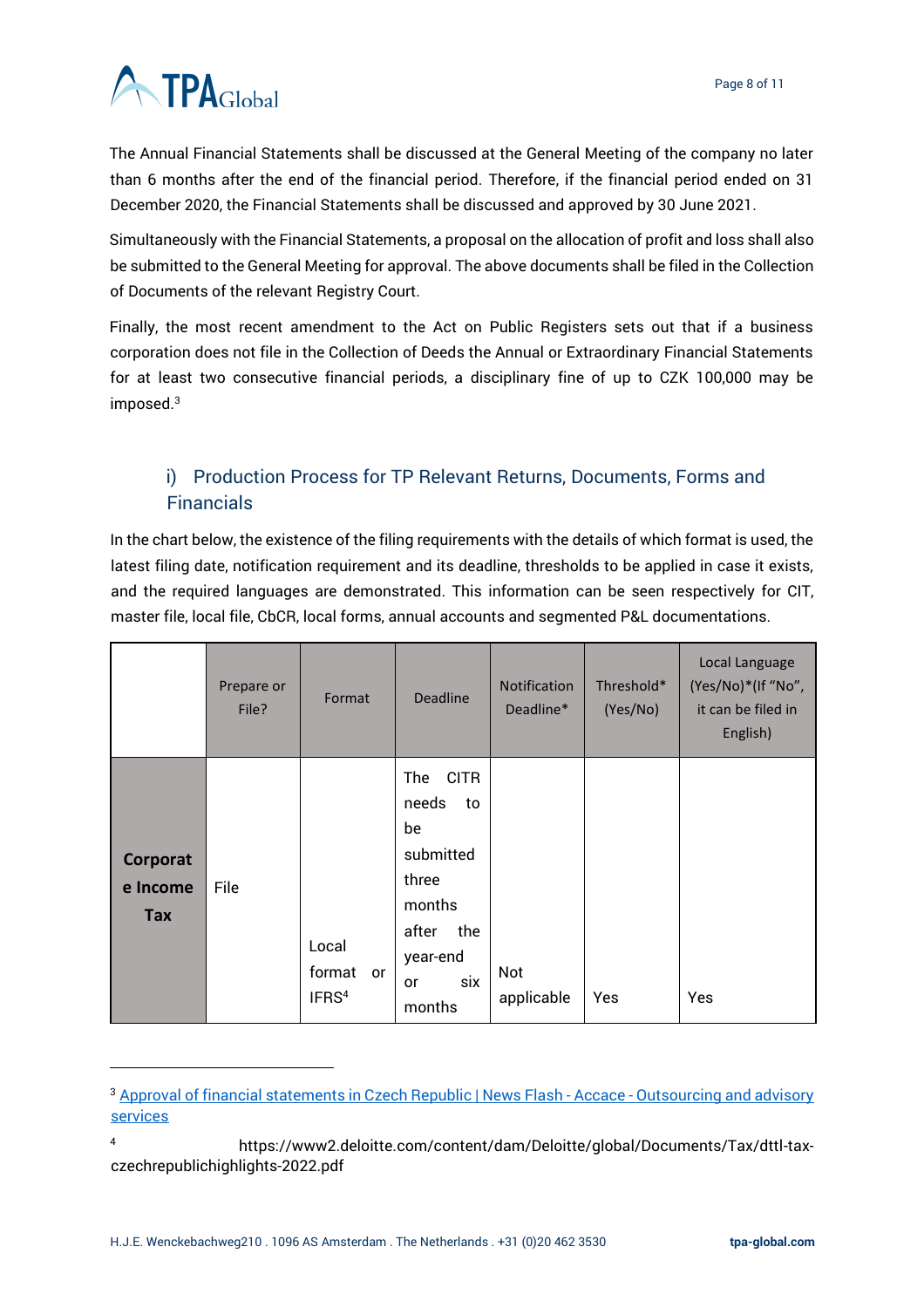The Annual Financial Statements shall be discussed at the General Meeting of the company no later than 6 months after the end of the financial period. Therefore, if the financial period ended on 31 December 2020, the Financial Statements shall be discussed and approved by 30 June 2021.

Simultaneously with the Financial Statements, a proposal on the allocation of profit and loss shall also be submitted to the General Meeting for approval. The above documents shall be filed in the Collection of Documents of the relevant Registry Court.

Finally, the most recent amendment to the Act on Public Registers sets out that if a business corporation does not file in the Collection of Deeds the Annual or Extraordinary Financial Statements for at least two consecutive financial periods, a disciplinary fine of up to CZK 100,000 may be imposed.[3]

### i) Production Process for TP Relevant Returns, Documents, Forms and Financials

In the chart below, the existence of the filing requirements with the details of which format is used, the latest filing date, notification requirement and its deadline, thresholds to be applied in case it exists, and the required languages are demonstrated. This information can be seen respectively for CIT, master file, local file, CbCR, local forms, annual accounts and segmented P&L documentations.

| | Prepare or File? | Format | Deadline | Notification Deadline* | Threshold* (Yes/No) | Local Language (Yes/No)*(If "No", it can be filed in English) |
|---|---|---|---|---|---|---|
| **Corporate Income Tax** | File | Local format or IFRS[4] | The CITR needs to be submitted three months after the year-end or six months | Not applicable | Yes | Yes |

[3] Approval of financial statements in Czech Republic | News Flash - Accace - Outsourcing and advisory services

[4] https://www2.deloitte.com/content/dam/Deloitte/global/Documents/Tax/dttl-tax-czechrepublichighlights-2022.pdf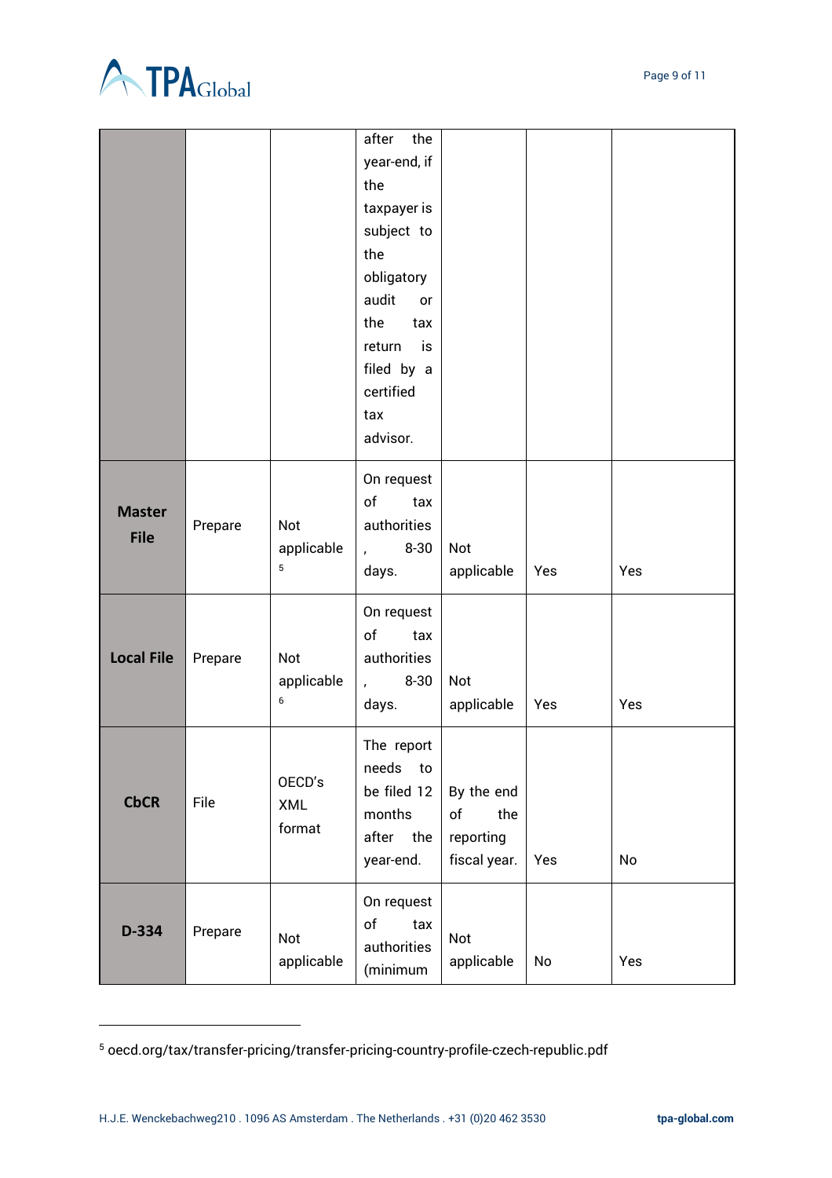|  |  |  | after the year-end, if the taxpayer is subject to the obligatory audit or the tax return is filed by a certified tax advisor. |  |  |  |
|---|---|---|---|---|---|---|
| **Master File** | Prepare | Not applicable [5] | On request of tax authorities, 8-30 days. | Not applicable | Yes | Yes |
| **Local File** | Prepare | Not applicable [6] | On request of tax authorities, 8-30 days. | Not applicable | Yes | Yes |
| **CbCR** | File | OECD's XML format | The report needs to be filed 12 months after the year-end. | By the end of the reporting fiscal year. | Yes | No |
| **D-334** | Prepare | Not applicable | On request of tax authorities (minimum | Not applicable | No | Yes |

[5] oecd.org/tax/transfer-pricing/transfer-pricing-country-profile-czech-republic.pdf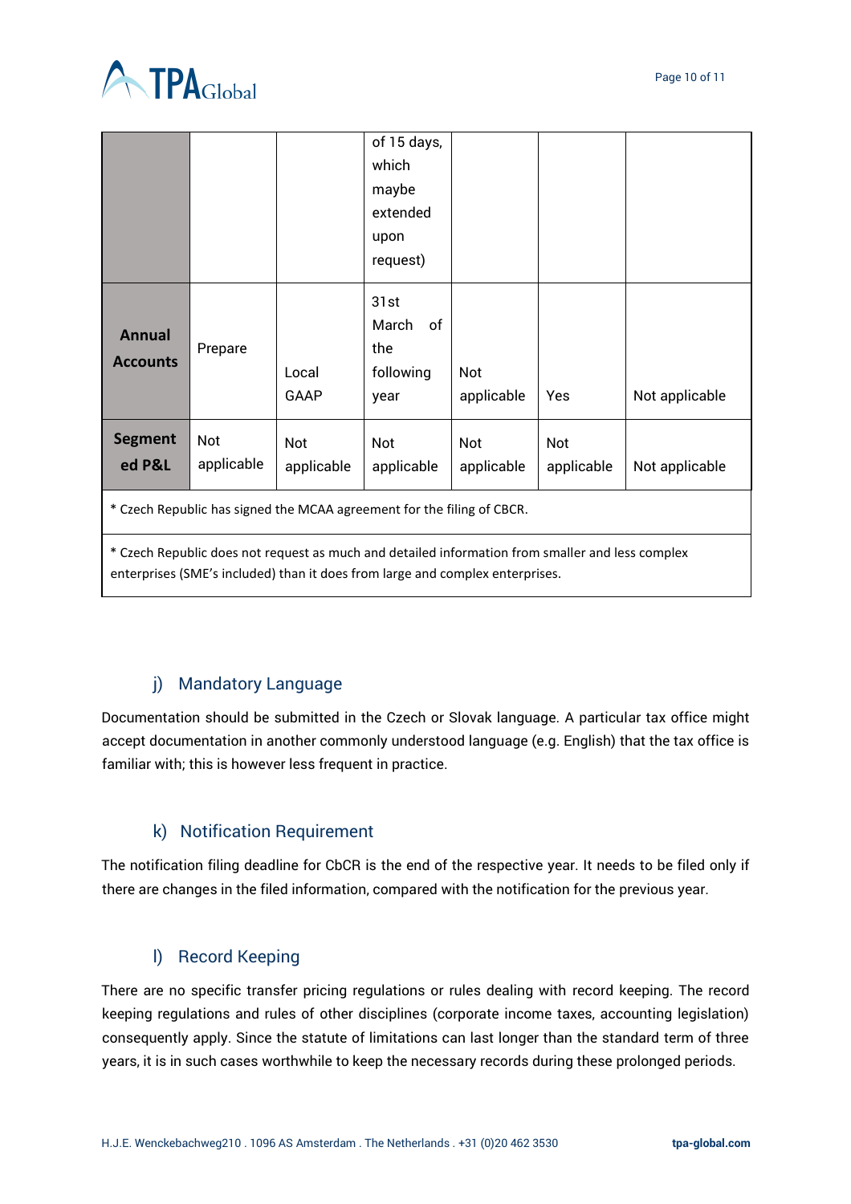|  |  |  | of 15 days, which maybe extended upon request) |  |  |  |
|---|---|---|---|---|---|---|
| **Annual Accounts** | Prepare | Local GAAP | 31st March of the following year | Not applicable | Yes | Not applicable |
| **Segmented P&L** | Not applicable | Not applicable | Not applicable | Not applicable | Not applicable | Not applicable |

* Czech Republic has signed the MCAA agreement for the filing of CBCR.

* Czech Republic does not request as much and detailed information from smaller and less complex enterprises (SME's included) than it does from large and complex enterprises.

## j) Mandatory Language

Documentation should be submitted in the Czech or Slovak language. A particular tax office might accept documentation in another commonly understood language (e.g. English) that the tax office is familiar with; this is however less frequent in practice.

## k) Notification Requirement

The notification filing deadline for CbCR is the end of the respective year. It needs to be filed only if there are changes in the filed information, compared with the notification for the previous year.

## l) Record Keeping

There are no specific transfer pricing regulations or rules dealing with record keeping. The record keeping regulations and rules of other disciplines (corporate income taxes, accounting legislation) consequently apply. Since the statute of limitations can last longer than the standard term of three years, it is in such cases worthwhile to keep the necessary records during these prolonged periods.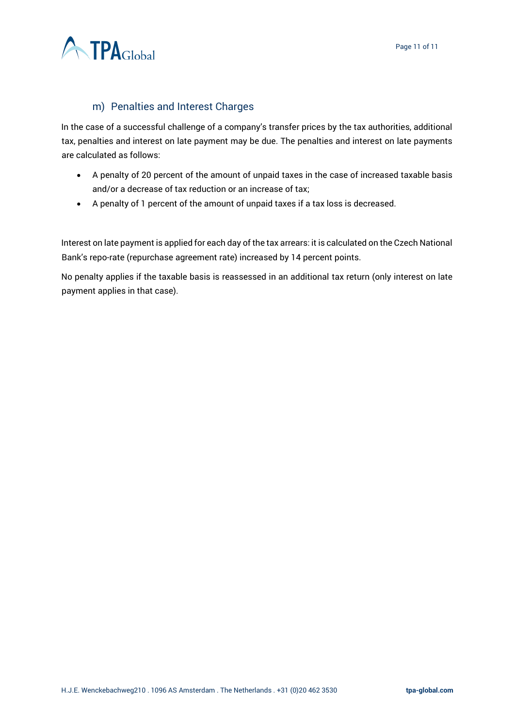## m) Penalties and Interest Charges

In the case of a successful challenge of a company's transfer prices by the tax authorities, additional tax, penalties and interest on late payment may be due. The penalties and interest on late payments are calculated as follows:

- A penalty of 20 percent of the amount of unpaid taxes in the case of increased taxable basis and/or a decrease of tax reduction or an increase of tax;
- A penalty of 1 percent of the amount of unpaid taxes if a tax loss is decreased.

Interest on late payment is applied for each day of the tax arrears: it is calculated on the Czech National Bank's repo-rate (repurchase agreement rate) increased by 14 percent points.

No penalty applies if the taxable basis is reassessed in an additional tax return (only interest on late payment applies in that case).